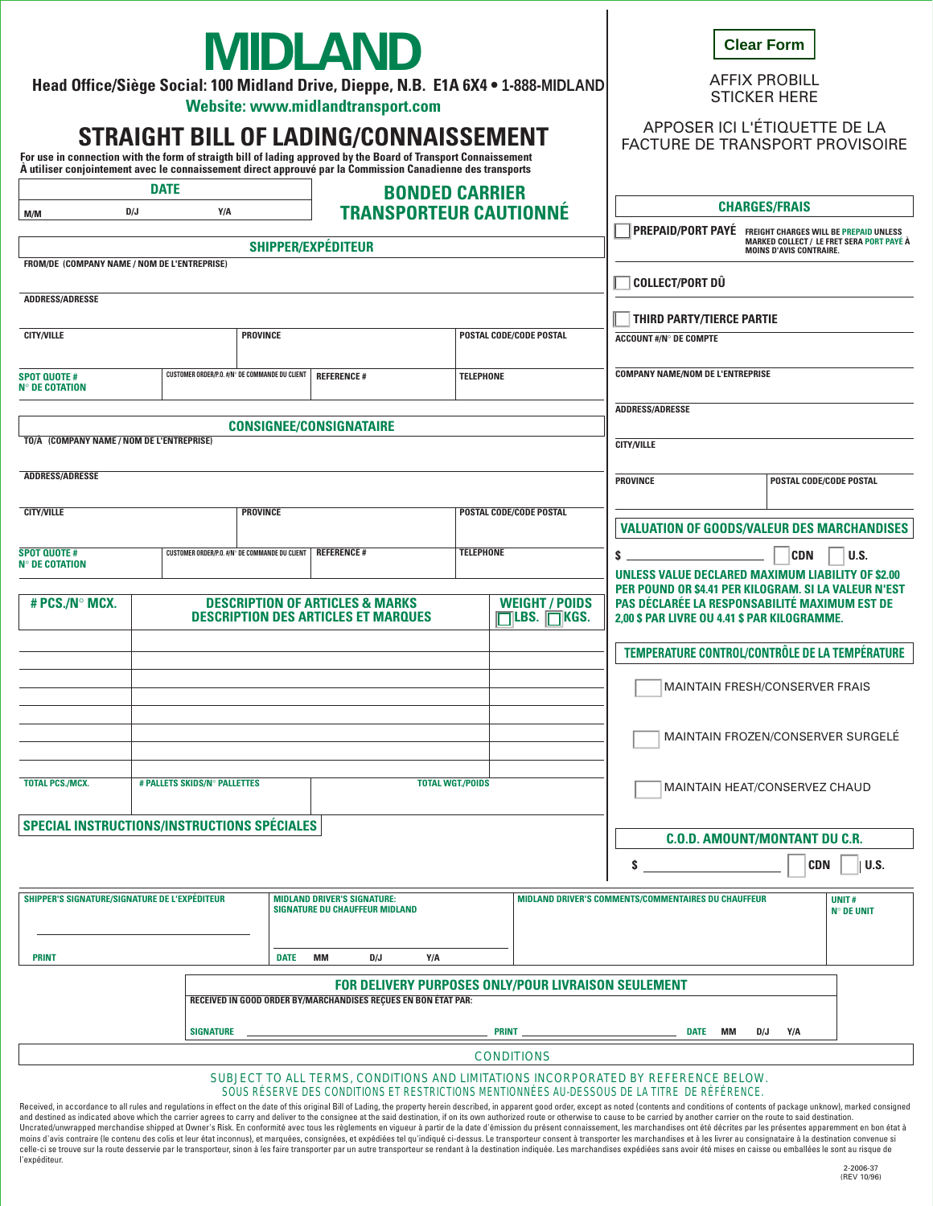# MIDLAND

**Head Office/Siège Social: 100 Midland Drive, Dieppe, N.B. E1A 6X4 • 1-888-MIDLAND**

**Website: www.midlandtransport.com**

Clear Form

AFFIX PROBILL STICKER HERE

APPOSER ICI L'ÉTIQUETTE DE LA FACTURE DE TRANSPORT PROVISOIRE

## STRAIGHT BILL OF LADING/CONNAISSEMENT

For use in connection with the form of straigth bill of lading approved by the Board of Transport Connaissement
À utiliser conjointement avec le connaissement direct approuvé par la Commission Canadienne des transports

**BONDED CARRIER**
**TRANSPORTEUR CAUTIONNÉ**

| DATE | | |
|---|---|---|
| M/M | D/J | Y/A |

### SHIPPER/EXPÉDITEUR

| FROM/DE (COMPANY NAME / NOM DE L'ENTREPRISE) | | | |
|---|---|---|---|
| ADDRESS/ADRESSE | | | |
| CITY/VILLE | PROVINCE | | POSTAL CODE/CODE POSTAL |
| SPOT QUOTE # N° DE COTATION | CUSTOMER ORDER/P.O. #/N° DE COMMANDE DU CLIENT | REFERENCE # | TELEPHONE |

### CONSIGNEE/CONSIGNATAIRE

| TO/A (COMPANY NAME / NOM DE L'ENTREPRISE) | | | |
|---|---|---|---|
| ADDRESS/ADRESSE | | | |
| CITY/VILLE | PROVINCE | | POSTAL CODE/CODE POSTAL |
| SPOT QUOTE # N° DE COTATION | CUSTOMER ORDER/P.O. #/N° DE COMMANDE DU CLIENT | REFERENCE # | TELEPHONE |

| # PCS./N° MCX. | DESCRIPTION OF ARTICLES & MARKS / DESCRIPTION DES ARTICLES ET MARQUES | WEIGHT / POIDS ☐ LBS. ☐ KGS. |
|---|---|---|
| | | |
| | | |
| | | |
| | | |
| | | |
| | | |
| | | |
| TOTAL PCS./MCX. | # PALLETS SKIDS/N° PALLETTES | TOTAL WGT./POIDS |

### CHARGES/FRAIS

☐ **PREPAID/PORT PAYÉ** — FREIGHT CHARGES WILL BE PREPAID UNLESS MARKED COLLECT / LE FRET SERA PORT PAYÉ À MOINS D'AVIS CONTRAIRE.

☐ **COLLECT/PORT DÛ**

☐ **THIRD PARTY/TIERCE PARTIE**

| ACCOUNT #/N° DE COMPTE | |
|---|---|
| COMPANY NAME/NOM DE L'ENTREPRISE | |
| ADDRESS/ADRESSE | |
| CITY/VILLE | |
| PROVINCE | POSTAL CODE/CODE POSTAL |

### VALUATION OF GOODS/VALEUR DES MARCHANDISES

$ ____________ ☐ CDN ☐ U.S.

**UNLESS VALUE DECLARED MAXIMUM LIABILITY OF $2.00 PER POUND OR $4.41 PER KILOGRAM. SI LA VALEUR N'EST PAS DÉCLARÉE LA RESPONSABILITÉ MAXIMUM EST DE 2,00 $ PAR LIVRE OU 4.41 $ PAR KILOGRAMME.**

### TEMPERATURE CONTROL/CONTRÔLE DE LA TEMPÉRATURE

☐ MAINTAIN FRESH/CONSERVER FRAIS

☐ MAINTAIN FROZEN/CONSERVER SURGELÉ

☐ MAINTAIN HEAT/CONSERVEZ CHAUD

### SPECIAL INSTRUCTIONS/INSTRUCTIONS SPÉCIALES

### C.O.D. AMOUNT/MONTANT DU C.R.

$ ____________ ☐ CDN ☐ U.S.

| SHIPPER'S SIGNATURE/SIGNATURE DE L'EXPÉDITEUR | MIDLAND DRIVER'S SIGNATURE: SIGNATURE DU CHAUFFEUR MIDLAND | MIDLAND DRIVER'S COMMENTS/COMMENTAIRES DU CHAUFFEUR | UNIT # N° DE UNIT |
|---|---|---|---|
| PRINT | DATE MM D/J Y/A | | |

### FOR DELIVERY PURPOSES ONLY/POUR LIVRAISON SEULEMENT

RECEIVED IN GOOD ORDER BY/MARCHANDISES REÇUES EN BON ÉTAT PAR:

SIGNATURE ____________ PRINT ____________ DATE MM D/J Y/A

### CONDITIONS

SUBJECT TO ALL TERMS, CONDITIONS AND LIMITATIONS INCORPORATED BY REFERENCE BELOW.
SOUS RÉSERVE DES CONDITIONS ET RESTRICTIONS MENTIONNÉES AU-DESSOUS DE LA TITRE DE RÉFÉRENCE.

Received, in accordance to all rules and regulations in effect on the date of this original Bill of Lading, the property herein described, in apparent good order, except as noted (contents and conditions of contents of package unknown), marked consigned and destined as indicated above which the carrier agrees to carry and deliver to the consignee at the said destination, if on its own authorized route or otherwise to cause to be carried by another carrier on the route to said destination. Uncrated/unwrapped merchandise shipped at Owner's Risk. En conformité avec tous les règlements en vigueur à partir de la date d'émission du présent connaissement, les marchandises ont été décrites par les présentes apparemment en bon état à moins d'avis contraire (le contenu des colis et leur état inconnus), et marquées, consignées, et expédiées tel qu'indiqué ci-dessus. Le transporteur consent à transporter les marchandises et à les livrer au consignataire à la destination convenue si celle-ci se trouve sur la route desservie par le transporteur, sinon à les faire transporter par un autre transporteur se rendant à la destination indiquée. Les marchandises expédiées sans avoir été mises en caisse ou emballées le sont au risque de l'expéditeur.

2-2006-37
(REV 10/96)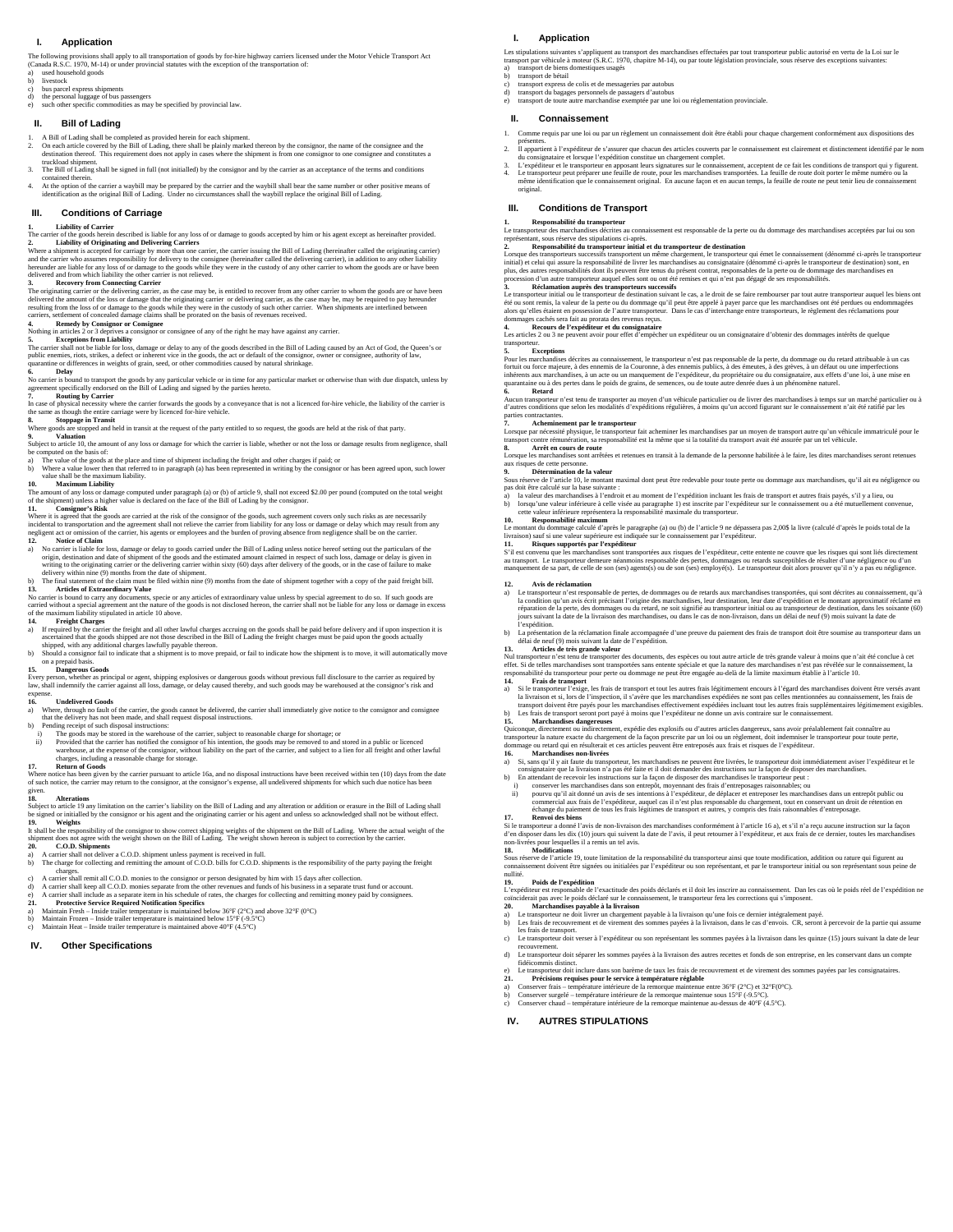## I. Application

The following provisions shall apply to all transportation of goods by for-hire highway carriers licensed under the Motor Vehicle Transport Act (Canada R.S.C. 1970, M-14) or under provincial statutes with the exception of the transportation of:

a) used household goods
b) livestock
c) bus parcel express shipments
d) the personal luggage of bus passengers
e) such other specific commodities as may be specified by provincial law.

## II. Bill of Lading

1. A Bill of Lading shall be completed as provided herein for each shipment.
2. On each article covered by the Bill of Lading, there shall be plainly marked thereon by the consignor, the name of the consignee and the destination thereof. This requirement does not apply in cases where the shipment is from one consignor to one consignee and constitutes a truckload shipment.
3. The Bill of Lading shall be signed in full (not initialled) by the consignor and by the carrier as an acceptance of the terms and conditions contained therein.
4. At the option of the carrier a waybill may be prepared by the carrier and the waybill shall bear the same number or other positive means of identification as the original Bill of Lading. Under no circumstances shall the waybill replace the original Bill of Lading.

## III. Conditions of Carriage

**1. Liability of Carrier**
The carrier of the goods herein described is liable for any loss of or damage to goods accepted by him or his agent except as hereinafter provided.

**2. Liability of Originating and Delivering Carriers**
Where a shipment is accepted for carriage by more than one carrier, the carrier issuing the Bill of Lading (hereinafter called the originating carrier) and the carrier who assumes responsibility for delivery to the consignee (hereinafter called the delivering carrier), in addition to any other liability hereunder are liable for any loss of or damage to the goods while they were in the custody of any other carrier to whom the goods are or have been delivered and from which liability the other carrier is not relieved.

**3. Recovery from Connecting Carrier**
The originating carrier or the delivering carrier, as the case may be, is entitled to recover from any other carrier to whom the goods are or have been delivered the amount of the loss or damage that the originating carrier or delivering carrier, as the case may be, may be required to pay hereunder resulting from the loss of or damage to the goods while they were in the custody of such other carrier. When shipments are interlined between carriers, settlement of concealed damage claims shall be prorated on the basis of revenues received.

**4. Remedy by Consignor or Consignee**
Nothing in articles 2 or 3 deprives a consignor or consignee of any of the right he may have against any carrier.

**5. Exceptions from Liability**
The carrier shall not be liable for loss, damage or delay to any of the goods described in the Bill of Lading caused by an Act of God, the Queen's or public enemies, riots, strikes, a defect or inherent vice in the goods, the act or default of the consignor, owner or consignee, authority of law, quarantine or differences in weights of grain, seed, or other commodities caused by natural shrinkage.

**6. Delay**
No carrier is bound to transport the goods by any particular vehicle or in time for any particular market or otherwise than with due dispatch, unless by agreement specifically endorsed on the Bill of Lading and signed by the parties hereto.

**7. Routing by Carrier**
In case of physical necessity where the carrier forwards the goods by a conveyance that is not a licenced for-hire vehicle, the liability of the carrier is the same as though the entire carriage were by licenced for-hire vehicle.

**8. Stoppage in Transit**
Where goods are stopped and held in transit at the request of the party entitled to so request, the goods are held at the risk of that party.

**9. Valuation**
Subject to article 10, the amount of any loss or damage for which the carrier is liable, whether or not the loss or damage results from negligence, shall be computed on the basis of:

a) The value of the goods at the place and time of shipment including the freight and other charges if paid; or
b) Where a value lower than that referred to in paragraph (a) has been represented in writing by the consignor or has been agreed upon, such lower value shall be the maximum liability.

**10. Maximum Liability**
The amount of any loss or damage computed under paragraph (a) or (b) of article 9, shall not exceed $2.00 per pound (computed on the total weight of the shipment) unless a higher value is declared on the face of the Bill of Lading by the consignor.

**11. Consignor's Risk**
Where it is agreed that the goods are carried at the risk of the consignor of the goods, such agreement covers only such risks as are necessarily incidental to transportation and the agreement shall not relieve the carrier from liability for any loss or damage or delay which may result from any negligent act or omission of the carrier, its agents or employees and the burden of proving absence from negligence shall be on the carrier.

**12. Notice of Claim**

a) No carrier is liable for loss, damage or delay to goods carried under the Bill of Lading unless notice hereof setting out the particulars of the origin, destination and date of shipment of the goods and the estimated amount claimed in respect of such loss, damage or delay is given in writing to the originating carrier or the delivering carrier within sixty (60) days after delivery of the goods, or in the case of failure to make delivery within nine (9) months from the date of shipment.
b) The final statement of the claim must be filed within nine (9) months from the date of shipment together with a copy of the paid freight bill.

**13. Articles of Extraordinary Value**
No carrier is bound to carry any documents, specie or any articles of extraordinary value unless by special agreement to do so. If such goods are carried without a special agreement and the nature of the goods is not disclosed hereon, the carrier shall not be liable for any loss or damage in excess of the maximum liability stipulated in article 10 above.

**14. Freight Charges**

a) If required by the carrier the freight and all other lawful charges accruing on the goods shall be paid before delivery and if upon inspection it is ascertained that the goods shipped are not those described in the Bill of Lading the freight charges must be paid upon the goods actually shipped, with any additional charges lawfully payable thereon.
b) Should a consignor fail to indicate that a shipment is to move prepaid, or fail to indicate how the shipment is to move, it will automatically move on a prepaid basis.

**15. Dangerous Goods**
Every person, whether as principal or agent, shipping explosives or dangerous goods without previous full disclosure to the carrier as required by law, shall indemnify the carrier against all loss, damage, or delay caused thereby, and such goods may be warehoused at the consignor's risk and expense.

**16. Undelivered Goods**

a) Where, through no fault of the carrier, the goods cannot be delivered, the carrier shall immediately give notice to the consignor and consignee that the delivery has not been made, and shall request disposal instructions.
b) Pending receipt of such disposal instructions:
   i) The goods may be stored in the warehouse of the carrier, subject to reasonable charge for shortage; or
   ii) Provided that the carrier has notified the consignor of his intention, the goods may be removed to and stored in a public or licenced warehouse, at the expense of the consignor, without liability on the part of the carrier, and subject to a lien for all freight and other lawful charges, including a reasonable charge for storage.

**17. Return of Goods**
Where notice has been given by the carrier pursuant to article 16a, and no disposal instructions have been received within ten (10) days from the date of such notice, the carrier may return to the consignor, at the consignor's expense, all undelivered shipments for which such due notice has been given.

**18. Alterations**
Subject to article 19 any limitation on the carrier's liability on the Bill of Lading and any alteration or addition or erasure in the Bill of Lading shall be signed or initialled by the consignor or his agent and the originating carrier or his agent and unless so acknowledged shall not be without effect.

**19. Weights**
It shall be the responsibility of the consignor to show correct shipping weights of the shipment on the Bill of Lading. Where the actual weight of the shipment does not agree with the weight shown on the Bill of Lading. The weight shown hereon is subject to correction by the carrier.

**20. C.O.D. Shipments**

a) A carrier shall not deliver a C.O.D. shipment unless payment is received in full.
b) The charge for collecting and remitting the amount of C.O.D. bills for C.O.D. shipments is the responsibility of the party paying the freight charges.
c) A carrier shall remit all C.O.D. monies to the consignor or person designated by him with 15 days after collection.
d) A carrier shall keep all C.O.D. monies separate from the other revenues and funds of his business in a separate trust fund or account.
e) A carrier shall include as a separate item in his schedule of rates, the charges for collecting and remitting money paid by consignees.

**21. Protective Service Required Notification Specifics**

a) Maintain Fresh – Inside trailer temperature is maintained below 36°F (2°C) and above 32°F (0°C)
b) Maintain Frozen – Inside trailer temperature is maintained below 15°F (-9.5°C)
c) Maintain Heat – Inside trailer temperature is maintained above 40°F (4.5°C)

## IV. Other Specifications

## I. Application

Les stipulations suivantes s'appliquent au transport des marchandises effectuées par tout transporteur public autorisé en vertu de la Loi sur le transport par véhicule à moteur (S.R.C. 1970, chapitre M-14), ou par toute législation provinciale, sous réserve des exceptions suivantes:

a) transport de biens domestiques usagés
b) transport de bétail
c) transport express de colis et de messageries par autobus
d) transport du bagages personnels de passagers d'autobus
e) transport de toute autre marchandise exemptée par une loi ou réglementation provinciale.

## II. Connaissement

1. Comme requis par une loi ou par un règlement un connaissement doit être établi pour chaque chargement conformément aux dispositions des présentes.
2. Il appartient à l'expéditeur de s'assurer que chacun des articles couverts par le connaissement est clairement et distinctement identifié par le nom du consignataire et lorsque l'expédition constitue un chargement complet.
3. L'expéditeur et le transporteur en apposant leurs signatures sur le connaissement, acceptent de ce fait les conditions de transport qui y figurent.
4. Le transporteur peut préparer une feuille de route, pour les marchandises transportées. La feuille de route doit porter le même numéro ou la même identification que le connaissement original. En aucune façon et en aucun temps, la feuille de route ne peut tenir lieu de connaissement original.

## III. Conditions de Transport

**1. Responsabilité du transporteur**
Le transporteur des marchandises décrites au connaissement est responsable de la perte ou du dommage des marchandises acceptées par lui ou son représentant, sous réserve des stipulations ci-après.

**2. Responsabilité du transporteur initial et du transporteur de destination**
Lorsque des transporteurs successifs transportent un même chargement, le transporteur qui émet le connaissement (dénommé ci-après le transporteur initial) et celui qui assure la responsabilité de livrer les marchandises au consignataire (dénommé ci-après le transporteur de destination) sont, en plus, des autres responsabilités dont ils peuvent être tenus du présent contrat, responsables de la perte ou de dommage des marchandises en procession d'un autre transporteur auquel elles sont ou ont été remises et qui n'est pas dégagé de ses responsabilités.

**3. Réclamation auprès des transporteurs successifs**
Le transporteur initial ou le transporteur de destination suivant le cas, a le droit de se faire rembourser par tout autre transporteur auquel les biens ont été ou sont remis, la valeur de la perte ou du dommage qu'il peut être appelé à payer parce que les marchandises ont été perdues ou endommagées alors qu'elles étaient en possession de l'autre transporteur. Dans le cas d'interchange entre transporteurs, le règlement des réclamations pour dommages cachés sera fait au prorata des revenus reçus.

**4. Recours de l'expéditeur et du consignataire**
Les articles 2 ou 3 ne peuvent avoir pour effet d'empêcher un expéditeur ou un consignataire d'obtenir des dommages intérêts de quelque transporteur.

**5. Exceptions**
Pour les marchandises décrites au connaissement, le transporteur n'est pas responsable de la perte, du dommage ou du retard attribuable à un cas fortuit ou force majeure, à des ennemis de la Couronne, à des ennemis publics, à des émeutes, à des grèves, à un défaut ou une imperfections inhérents aux marchandises, à un acte ou un manquement de l'expéditeur, du propriétaire ou du consignataire, aux effets d'une loi, à une mise en quarantaine ou à des pertes dans le poids de grains, de semences, ou de toute autre denrée dues à un phénomène naturel.

**6. Retard**
Aucun transporteur n'est tenu de transporter au moyen d'un véhicule particulier ou de livrer des marchandises à temps sur un marché particulier ou à d'autres conditions que selon les modalités d'expéditions régulières, à moins qu'un accord figurant sur le connaissement n'ait été ratifié par les parties contractantes.

**7. Acheminement par le transporteur**
Lorsque par nécessité physique, le transporteur fait acheminer les marchandises par un moyen de transport autre qu'un véhicule immatriculé pour le transport contre rémunération, sa responsabilité est la même que si la totalité du transport avait été assurée par un tel véhicule.

**8. Arrêt en cours de route**
Lorsque les marchandises sont arrêtées et retenues en transit à la demande de la personne habilitée à le faire, les dites marchandises seront retenues aux risques de cette personne.

**9. Détermination de la valeur**
Sous réserve de l'article 10, le montant maximal dont peut être redevable pour toute perte ou dommage aux marchandises, qu'il ait eu négligence ou pas doit être calculé sur la base suivante :

a) la valeur des marchandises à l'endroit et au moment de l'expédition incluant les frais de transport et autres frais payés, s'il y a lieu, ou
b) lorsqu'une valeur inférieure à celle visée au paragraphe 1) est inscrite par l'expéditeur sur le connaissement ou a été mutuellement convenue, cette valeur inférieure représentera la responsabilité maximale du transporteur.

**10. Responsabilité maximum**
Le montant du dommage calculé d'après le paragraphe (a) ou (b) de l'article 9 ne dépassera pas 2,00$ la livre (calculé d'après le poids total de la livraison) sauf si une valeur supérieure est indiquée sur le connaissement par l'expéditeur.

**11. Risques supportés par l'expéditeur**
S'il est convenu que les marchandises sont transportées aux risques de l'expéditeur, cette entente ne couvre que les risques qui sont liés directement au transport. Le transporteur demeure néanmoins responsable des pertes, dommages ou retards susceptibles de résulter d'une négligence ou d'un manquement de sa part, de celle de son (ses) agent(s) ou de son (ses) employé(s). Le transporteur doit alors prouver qu'il n'y a pas eu négligence.

**12. Avis de réclamation**

a) Le transporteur n'est responsable de pertes, de dommages ou de retards aux marchandises transportées, qui sont décrites au connaissement, qu'à la condition qu'un avis écrit précisant l'origine des marchandises, leur destination, leur date d'expédition et le montant approximatif réclamé en réparation de la perte, des dommages ou du retard, ne soit signifié au transporteur initial ou au transporteur de destination, dans les soixante (60) jours suivant la date de la livraison des marchandises, ou dans le cas de non-livraison, dans un délai de neuf (9) mois suivant la date de l'expédition.
b) La présentation de la réclamation finale accompagnée d'une preuve du paiement des frais de transport doit être soumise au transporteur dans un délai de neuf (9) mois suivant la date de l'expédition.

**13. Articles de très grande valeur**
Nul transporteur n'est tenu de transporter des documents, des espèces ou tout autre article de très grande valeur à moins qu'il n'ait été conclue à cet effet. Si de telles marchandises sont transportées sans entente spéciale et que la nature des marchandises n'est pas révélée sur le connaissement, la responsabilité du transporteur pour perte ou dommage ne peut être engagée au-delà de la limite maximum établie à l'article 10.

**14. Frais de transport**

a) Si le transporteur l'exige, les frais de transport et tout les autres frais légitimement encours à l'égard des marchandises doivent être versés avant la livraison et si, lors de l'inspection, il s'avère que les marchandises expédiées ne sont pas celles mentionnées au connaissement, les frais de transport doivent être payés pour les marchandises effectivement expédiées incluant tout les autres frais supplémentaires légitimement exigibles.
b) Les frais de transport seront port payé à moins que l'expéditeur ne donne un avis contraire sur le connaissement.

**15. Marchandises dangereuses**
Quiconque, directement ou indirectement, expédie des explosifs ou d'autres articles dangereux, sans avoir préalablement fait connaître au transporteur la nature exacte du chargement de la façon prescrite par un loi ou un règlement, doit indemniser le transporteur pour toute perte, dommage ou retard qui en résulterait et ces articles peuvent être entreposés aux frais et risques de l'expéditeur.

**16. Marchandises non-livrées**

a) Si, sans qu'il y ait faute du transporteur, les marchandises ne peuvent être livrées, le transporteur doit immédiatement aviser l'expéditeur et le consignataire que la livraison n'a pas été faite et il doit demander des instructions sur la façon de disposer des marchandises.
b) En attendant de recevoir les instructions sur la façon de disposer des marchandises le transporteur peut :
   i) conserver les marchandises dans son entrepôt, moyennant des frais d'entreposages raisonnables; ou
   ii) pourvu qu'il ait donné un avis de ses intentions à l'expéditeur, de déplacer et entreposer les marchandises dans un entrepôt public ou commercial aux frais de l'expéditeur, auquel cas il n'est plus responsable du chargement, tout en conservant un droit de rétention en échange du paiement de tous les frais légitimes de transport et autres, y compris des frais raisonnables d'entreposage.

**17. Renvoi des biens**
Si le transporteur a donné l'avis de non-livraison des marchandises conformément à l'article 16 a), et s'il n'a reçu aucune instruction sur la façon d'en disposer dans les dix (10) jours qui suivent la date de l'avis, il peut retourner à l'expéditeur, et aux frais de ce dernier, toutes les marchandises non-livrées pour lesquelles il a remis un tel avis.

**18. Modifications**
Sous réserve de l'article 19, toute limitation de la responsabilité du transporteur ainsi que toute modification, addition ou rature qui figurent au connaissement doivent être signées ou initialées par l'expéditeur ou son représentant, et par le transporteur initial ou son représentant sous peine de nullité.

**19. Poids de l'expédition**
L'expéditeur est responsable de l'exactitude des poids déclarés et il doit les inscrire au connaissement. Dans les cas où le poids réel de l'expédition ne coïnciderait pas avec le poids déclaré sur le connaissement, le transporteur fera les corrections qu'i imposent.

**20. Marchandises payable à la livraison**

a) Le transporteur ne doit livrer un chargement payable à la livraison qu'une fois ce dernier intégralement payé.
b) Les frais de recouvrement et de virement des sommes payées à la livraison, dans le cas d'envois. CR, seront à percevoir de la partie qui assume les frais de transport.
c) Le transporteur doit verser à l'expéditeur ou son représentant les sommes payées à la livraison dans les quinze (15) jours suivant la date de leur recouvrement.
d) Le transporteur doit séparer les sommes payées à la livraison des autres recettes et fonds de son entreprise, en les conservant dans un compte fidéicommis distinct.
e) Le transporteur doit inclure dans son barème de taux les frais de recouvrement et de virement des sommes payées par les consignataires.

**21. Précisions requises pour le service à température réglable**

a) Conserver frais – température intérieure de la remorque maintenue entre 36°F (2°C) et 32°F(0°C).
b) Conserver surgelé – température intérieure de la remorque maintenue sous 15°F (-9.5°C).
c) Conserver chaud – température intérieure de la remorque maintenue au-dessus de 40°F (4.5°C).

## IV. AUTRES STIPULATIONS